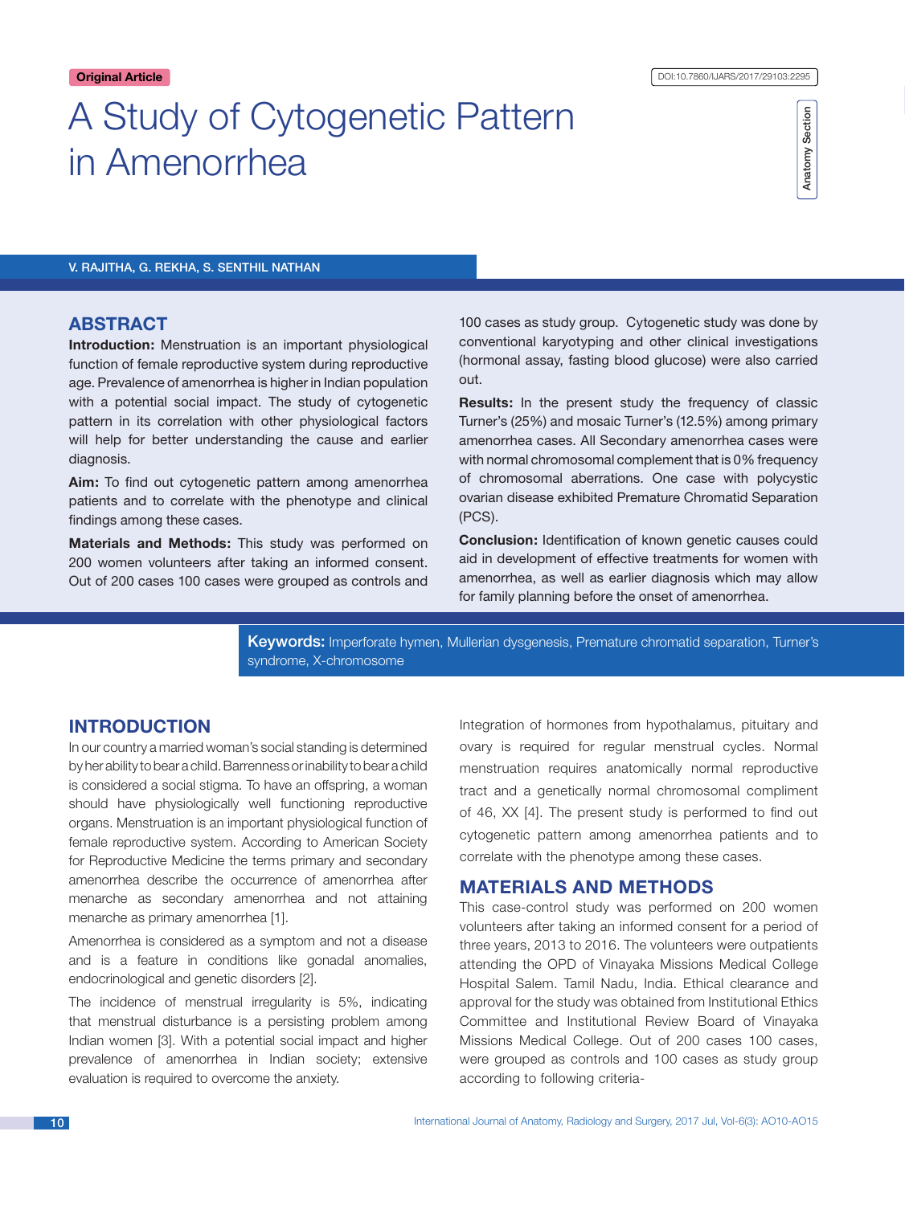Original Article

DOI:10.7860/IJARS/2017/29103:2295

Anatomy Section

# A Study of Cytogenetic Pattern in Amenorrhea

V. RAJITHA, G. REKHA, S. SENTHIL NATHAN

## ABSTRACT

**Introduction:** Menstruation is an important physiological function of female reproductive system during reproductive age. Prevalence of amenorrhea is higher in Indian population with a potential social impact. The study of cytogenetic pattern in its correlation with other physiological factors will help for better understanding the cause and earlier diagnosis.

**Aim:** To find out cytogenetic pattern among amenorrhea patients and to correlate with the phenotype and clinical findings among these cases.

**Materials and Methods:** This study was performed on 200 women volunteers after taking an informed consent. Out of 200 cases 100 cases were grouped as controls and 100 cases as study group. Cytogenetic study was done by conventional karyotyping and other clinical investigations (hormonal assay, fasting blood glucose) were also carried out.

**Results:** In the present study the frequency of classic Turner's (25%) and mosaic Turner's (12.5%) among primary amenorrhea cases. All Secondary amenorrhea cases were with normal chromosomal complement that is 0% frequency of chromosomal aberrations. One case with polycystic ovarian disease exhibited Premature Chromatid Separation (PCS).

**Conclusion:** Identification of known genetic causes could aid in development of effective treatments for women with amenorrhea, as well as earlier diagnosis which may allow for family planning before the onset of amenorrhea.

**Keywords:** Imperforate hymen, Mullerian dysgenesis, Premature chromatid separation, Turner's syndrome, X-chromosome

## INTRODUCTION

In our country a married woman's social standing is determined by her ability to bear a child. Barrenness or inability to bear a child is considered a social stigma. To have an offspring, a woman should have physiologically well functioning reproductive organs. Menstruation is an important physiological function of female reproductive system. According to American Society for Reproductive Medicine the terms primary and secondary amenorrhea describe the occurrence of amenorrhea after menarche as secondary amenorrhea and not attaining menarche as primary amenorrhea [1].

Amenorrhea is considered as a symptom and not a disease and is a feature in conditions like gonadal anomalies, endocrinological and genetic disorders [2].

The incidence of menstrual irregularity is 5%, indicating that menstrual disturbance is a persisting problem among Indian women [3]. With a potential social impact and higher prevalence of amenorrhea in Indian society; extensive evaluation is required to overcome the anxiety.

Integration of hormones from hypothalamus, pituitary and ovary is required for regular menstrual cycles. Normal menstruation requires anatomically normal reproductive tract and a genetically normal chromosomal compliment of 46, XX [4]. The present study is performed to find out cytogenetic pattern among amenorrhea patients and to correlate with the phenotype among these cases.

## MATERIALS AND METHODS

This case-control study was performed on 200 women volunteers after taking an informed consent for a period of three years, 2013 to 2016. The volunteers were outpatients attending the OPD of Vinayaka Missions Medical College Hospital Salem. Tamil Nadu, India. Ethical clearance and approval for the study was obtained from Institutional Ethics Committee and Institutional Review Board of Vinayaka Missions Medical College. Out of 200 cases 100 cases, were grouped as controls and 100 cases as study group according to following criteria-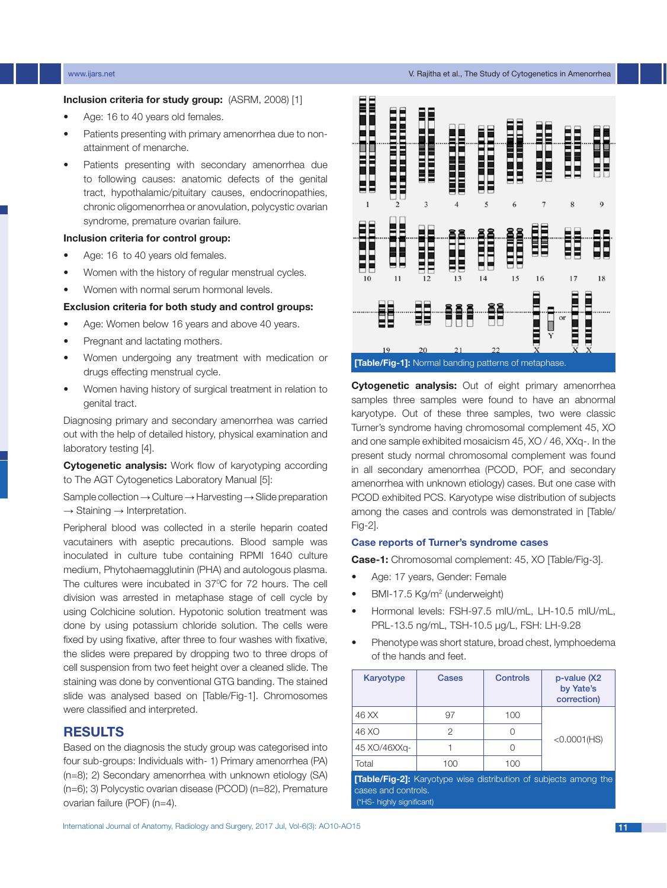**Inclusion criteria for study group:** (ASRM, 2008) [1]

- Age: 16 to 40 years old females.
- Patients presenting with primary amenorrhea due to non-attainment of menarche.
- Patients presenting with secondary amenorrhea due to following causes: anatomic defects of the genital tract, hypothalamic/pituitary causes, endocrinopathies, chronic oligomenorrhea or anovulation, polycystic ovarian syndrome, premature ovarian failure.

**Inclusion criteria for control group:**

- Age: 16 to 40 years old females.
- Women with the history of regular menstrual cycles.
- Women with normal serum hormonal levels.

**Exclusion criteria for both study and control groups:**

- Age: Women below 16 years and above 40 years.
- Pregnant and lactating mothers.
- Women undergoing any treatment with medication or drugs effecting menstrual cycle.
- Women having history of surgical treatment in relation to genital tract.

Diagnosing primary and secondary amenorrhea was carried out with the help of detailed history, physical examination and laboratory testing [4].

**Cytogenetic analysis:** Work flow of karyotyping according to The AGT Cytogenetics Laboratory Manual [5]:

Sample collection → Culture → Harvesting → Slide preparation → Staining → Interpretation.

Peripheral blood was collected in a sterile heparin coated vacutainers with aseptic precautions. Blood sample was inoculated in culture tube containing RPMI 1640 culture medium, Phytohaemagglutinin (PHA) and autologous plasma. The cultures were incubated in 37°C for 72 hours. The cell division was arrested in metaphase stage of cell cycle by using Colchicine solution. Hypotonic solution treatment was done by using potassium chloride solution. The cells were fixed by using fixative, after three to four washes with fixative, the slides were prepared by dropping two to three drops of cell suspension from two feet height over a cleaned slide. The staining was done by conventional GTG banding. The stained slide was analysed based on [Table/Fig-1]. Chromosomes were classified and interpreted.

## RESULTS

Based on the diagnosis the study group was categorised into four sub-groups: Individuals with- 1) Primary amenorrhea (PA) (n=8); 2) Secondary amenorrhea with unknown etiology (SA) (n=6); 3) Polycystic ovarian disease (PCOD) (n=82), Premature ovarian failure (POF) (n=4).

**[Table/Fig-1]:** Normal banding patterns of metaphase.

**Cytogenetic analysis:** Out of eight primary amenorrhea samples three samples were found to have an abnormal karyotype. Out of these three samples, two were classic Turner's syndrome having chromosomal complement 45, XO and one sample exhibited mosaicism 45, XO / 46, XXq-. In the present study normal chromosomal complement was found in all secondary amenorrhea (PCOD, POF, and secondary amenorrhea with unknown etiology) cases. But one case with PCOD exhibited PCS. Karyotype wise distribution of subjects among the cases and controls was demonstrated in [Table/Fig-2].

### Case reports of Turner's syndrome cases

**Case-1:** Chromosomal complement: 45, XO [Table/Fig-3].

- Age: 17 years, Gender: Female
- BMI-17.5 Kg/m$^2$ (underweight)
- Hormonal levels: FSH-97.5 mIU/mL, LH-10.5 mIU/mL, PRL-13.5 ng/mL, TSH-10.5 μg/L, FSH: LH-9.28
- Phenotype was short stature, broad chest, lymphoedema of the hands and feet.

| Karyotype | Cases | Controls | p-value (X2 by Yate's correction) |
|---|---|---|---|
| 46 XX | 97 | 100 | <0.0001(HS) |
| 46 XO | 2 | 0 | |
| 45 XO/46XXq- | 1 | 0 | |
| Total | 100 | 100 | |

**[Table/Fig-2]:** Karyotype wise distribution of subjects among the cases and controls.
(*HS- highly significant)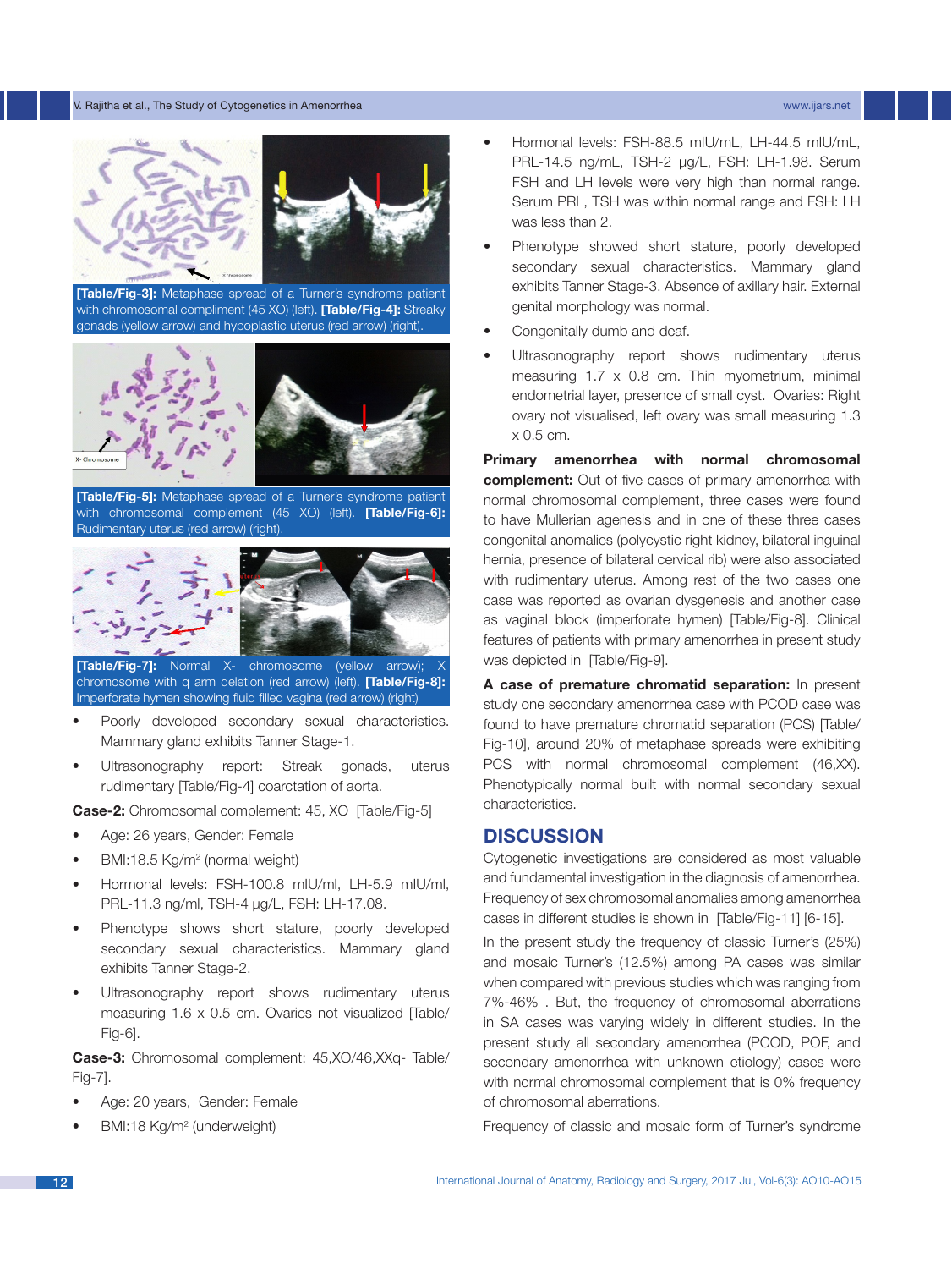[Table/Fig-3]: Metaphase spread of a Turner's syndrome patient with chromosomal compliment (45 XO) (left). [Table/Fig-4]: Streaky gonads (yellow arrow) and hypoplastic uterus (red arrow) (right).

[Table/Fig-5]: Metaphase spread of a Turner's syndrome patient with chromosomal complement (45 XO) (left). [Table/Fig-6]: Rudimentary uterus (red arrow) (right).

[Table/Fig-7]: Normal X- chromosome (yellow arrow); X chromosome with q arm deletion (red arrow) (left). [Table/Fig-8]: Imperforate hymen showing fluid filled vagina (red arrow) (right)

- Poorly developed secondary sexual characteristics. Mammary gland exhibits Tanner Stage-1.
- Ultrasonography report: Streak gonads, uterus rudimentary [Table/Fig-4] coarctation of aorta.

**Case-2:** Chromosomal complement: 45, XO [Table/Fig-5]

- Age: 26 years, Gender: Female
- BMI:18.5 Kg/m$^2$ (normal weight)
- Hormonal levels: FSH-100.8 mIU/ml, LH-5.9 mIU/ml, PRL-11.3 ng/ml, TSH-4 µg/L, FSH: LH-17.08.
- Phenotype shows short stature, poorly developed secondary sexual characteristics. Mammary gland exhibits Tanner Stage-2.
- Ultrasonography report shows rudimentary uterus measuring 1.6 x 0.5 cm. Ovaries not visualized [Table/Fig-6].

**Case-3:** Chromosomal complement: 45,XO/46,XXq- Table/Fig-7].

- Age: 20 years, Gender: Female
- BMI:18 Kg/m$^2$ (underweight)
- Hormonal levels: FSH-88.5 mIU/mL, LH-44.5 mIU/mL, PRL-14.5 ng/mL, TSH-2 µg/L, FSH: LH-1.98. Serum FSH and LH levels were very high than normal range. Serum PRL, TSH was within normal range and FSH: LH was less than 2.
- Phenotype showed short stature, poorly developed secondary sexual characteristics. Mammary gland exhibits Tanner Stage-3. Absence of axillary hair. External genital morphology was normal.
- Congenitally dumb and deaf.
- Ultrasonography report shows rudimentary uterus measuring 1.7 x 0.8 cm. Thin myometrium, minimal endometrial layer, presence of small cyst. Ovaries: Right ovary not visualised, left ovary was small measuring 1.3 x 0.5 cm.

**Primary amenorrhea with normal chromosomal complement:** Out of five cases of primary amenorrhea with normal chromosomal complement, three cases were found to have Mullerian agenesis and in one of these three cases congenital anomalies (polycystic right kidney, bilateral inguinal hernia, presence of bilateral cervical rib) were also associated with rudimentary uterus. Among rest of the two cases one case was reported as ovarian dysgenesis and another case as vaginal block (imperforate hymen) [Table/Fig-8]. Clinical features of patients with primary amenorrhea in present study was depicted in [Table/Fig-9].

**A case of premature chromatid separation:** In present study one secondary amenorrhea case with PCOD case was found to have premature chromatid separation (PCS) [Table/Fig-10], around 20% of metaphase spreads were exhibiting PCS with normal chromosomal complement (46,XX). Phenotypically normal built with normal secondary sexual characteristics.

## DISCUSSION

Cytogenetic investigations are considered as most valuable and fundamental investigation in the diagnosis of amenorrhea. Frequency of sex chromosomal anomalies among amenorrhea cases in different studies is shown in [Table/Fig-11] [6-15].

In the present study the frequency of classic Turner's (25%) and mosaic Turner's (12.5%) among PA cases was similar when compared with previous studies which was ranging from 7%-46% . But, the frequency of chromosomal aberrations in SA cases was varying widely in different studies. In the present study all secondary amenorrhea (PCOD, POF, and secondary amenorrhea with unknown etiology) cases were with normal chromosomal complement that is 0% frequency of chromosomal aberrations.

Frequency of classic and mosaic form of Turner's syndrome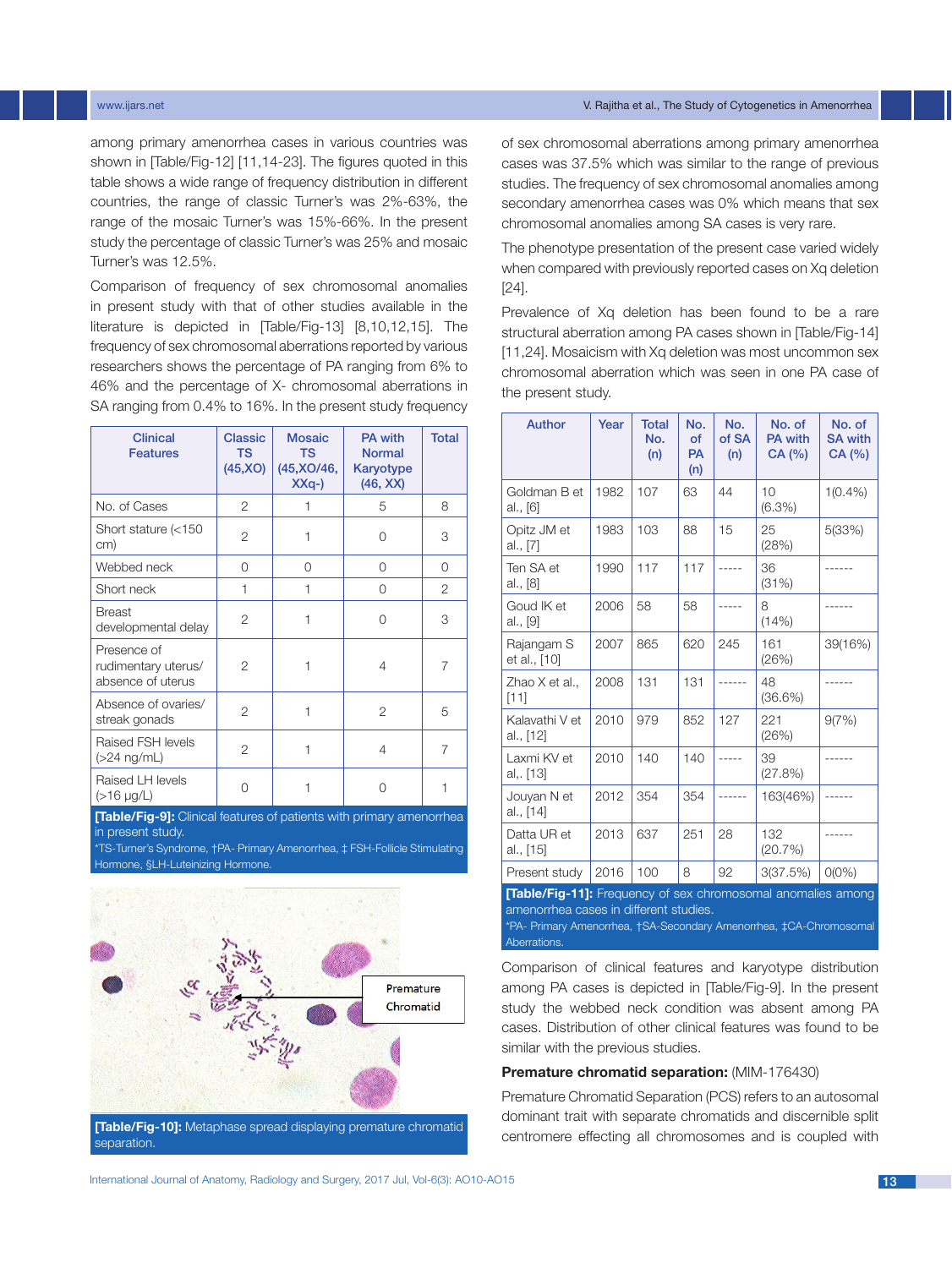among primary amenorrhea cases in various countries was shown in [Table/Fig-12] [11,14-23]. The figures quoted in this table shows a wide range of frequency distribution in different countries, the range of classic Turner's was 2%-63%, the range of the mosaic Turner's was 15%-66%. In the present study the percentage of classic Turner's was 25% and mosaic Turner's was 12.5%.

Comparison of frequency of sex chromosomal anomalies in present study with that of other studies available in the literature is depicted in [Table/Fig-13] [8,10,12,15]. The frequency of sex chromosomal aberrations reported by various researchers shows the percentage of PA ranging from 6% to 46% and the percentage of X- chromosomal aberrations in SA ranging from 0.4% to 16%. In the present study frequency of sex chromosomal aberrations among primary amenorrhea cases was 37.5% which was similar to the range of previous studies. The frequency of sex chromosomal anomalies among secondary amenorrhea cases was 0% which means that sex chromosomal anomalies among SA cases is very rare.

| Clinical Features | Classic TS (45,XO) | Mosaic TS (45,XO/46, XXq-) | PA with Normal Karyotype (46, XX) | Total |
|---|---|---|---|---|
| No. of Cases | 2 | 1 | 5 | 8 |
| Short stature (<150 cm) | 2 | 1 | 0 | 3 |
| Webbed neck | 0 | 0 | 0 | 0 |
| Short neck | 1 | 1 | 0 | 2 |
| Breast developmental delay | 2 | 1 | 0 | 3 |
| Presence of rudimentary uterus/ absence of uterus | 2 | 1 | 4 | 7 |
| Absence of ovaries/ streak gonads | 2 | 1 | 2 | 5 |
| Raised FSH levels (>24 ng/mL) | 2 | 1 | 4 | 7 |
| Raised LH levels (>16 µg/L) | 0 | 1 | 0 | 1 |

**[Table/Fig-9]:** Clinical features of patients with primary amenorrhea in present study.
*TS-Turner's Syndrome, †PA- Primary Amenorrhea, ‡ FSH-Follicle Stimulating Hormone, §LH-Luteinizing Hormone.

Premature Chromatid

**[Table/Fig-10]:** Metaphase spread displaying premature chromatid separation.

The phenotype presentation of the present case varied widely when compared with previously reported cases on Xq deletion [24].

Prevalence of Xq deletion has been found to be a rare structural aberration among PA cases shown in [Table/Fig-14] [11,24]. Mosaicism with Xq deletion was most uncommon sex chromosomal aberration which was seen in one PA case of the present study.

| Author | Year | Total No. (n) | No. of PA (n) | No. of SA (n) | No. of PA with CA (%) | No. of SA with CA (%) |
|---|---|---|---|---|---|---|
| Goldman B et al., [6] | 1982 | 107 | 63 | 44 | 10 (6.3%) | 1(0.4%) |
| Opitz JM et al., [7] | 1983 | 103 | 88 | 15 | 25 (28%) | 5(33%) |
| Ten SA et al., [8] | 1990 | 117 | 117 | ----- | 36 (31%) | ------ |
| Goud IK et al., [9] | 2006 | 58 | 58 | ----- | 8 (14%) | ------ |
| Rajangam S et al., [10] | 2007 | 865 | 620 | 245 | 161 (26%) | 39(16%) |
| Zhao X et al., [11] | 2008 | 131 | 131 | ------ | 48 (36.6%) | ------ |
| Kalavathi V et al., [12] | 2010 | 979 | 852 | 127 | 221 (26%) | 9(7%) |
| Laxmi KV et al,, [13] | 2010 | 140 | 140 | ----- | 39 (27.8%) | ------ |
| Jouyan N et al., [14] | 2012 | 354 | 354 | ------ | 163(46%) | ------ |
| Datta UR et al., [15] | 2013 | 637 | 251 | 28 | 132 (20.7%) | ------ |
| Present study | 2016 | 100 | 8 | 92 | 3(37.5%) | 0(0%) |

**[Table/Fig-11]:** Frequency of sex chromosomal anomalies among amenorrhea cases in different studies.
*PA- Primary Amenorrhea, †SA-Secondary Amenorrhea, ‡CA-Chromosomal Aberrations.

Comparison of clinical features and karyotype distribution among PA cases is depicted in [Table/Fig-9]. In the present study the webbed neck condition was absent among PA cases. Distribution of other clinical features was found to be similar with the previous studies.

**Premature chromatid separation:** (MIM-176430)

Premature Chromatid Separation (PCS) refers to an autosomal dominant trait with separate chromatids and discernible split centromere effecting all chromosomes and is coupled with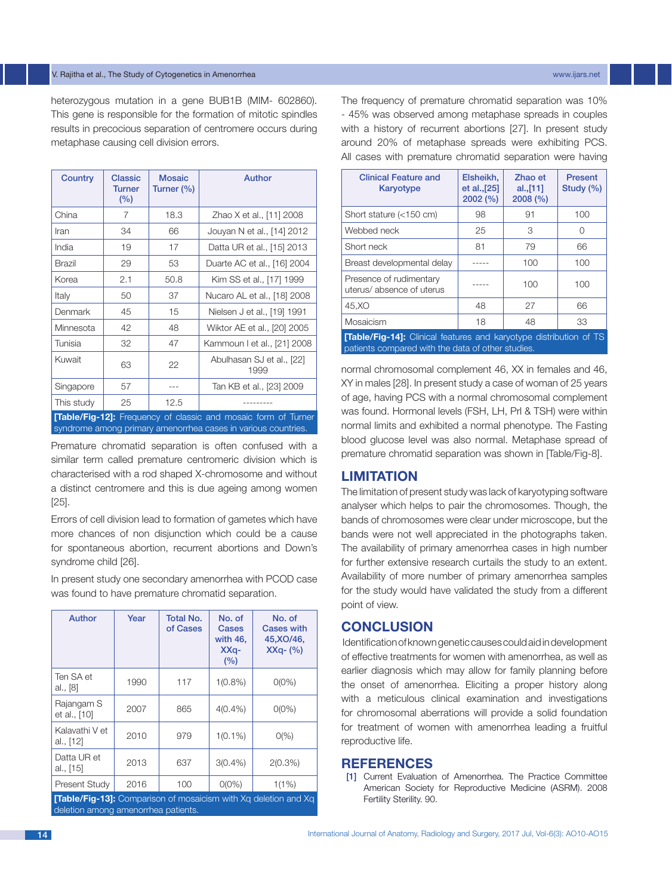heterozygous mutation in a gene BUB1B (MIM- 602860). This gene is responsible for the formation of mitotic spindles results in precocious separation of centromere occurs during metaphase causing cell division errors.

| Country | Classic Turner (%) | Mosaic Turner (%) | Author |
|---|---|---|---|
| China | 7 | 18.3 | Zhao X et al., [11] 2008 |
| Iran | 34 | 66 | Jouyan N et al., [14] 2012 |
| India | 19 | 17 | Datta UR et al., [15] 2013 |
| Brazil | 29 | 53 | Duarte AC et al., [16] 2004 |
| Korea | 2.1 | 50.8 | Kim SS et al., [17] 1999 |
| Italy | 50 | 37 | Nucaro AL et al., [18] 2008 |
| Denmark | 45 | 15 | Nielsen J et al., [19] 1991 |
| Minnesota | 42 | 48 | Wiktor AE et al., [20] 2005 |
| Tunisia | 32 | 47 | Kammoun I et al., [21] 2008 |
| Kuwait | 63 | 22 | Abulhasan SJ et al., [22] 1999 |
| Singapore | 57 | --- | Tan KB et al., [23] 2009 |
| This study | 25 | 12.5 | --------- |

**[Table/Fig-12]:** Frequency of classic and mosaic form of Turner syndrome among primary amenorrhea cases in various countries.

Premature chromatid separation is often confused with a similar term called premature centromeric division which is characterised with a rod shaped X-chromosome and without a distinct centromere and this is due ageing among women [25].

Errors of cell division lead to formation of gametes which have more chances of non disjunction which could be a cause for spontaneous abortion, recurrent abortions and Down's syndrome child [26].

In present study one secondary amenorrhea with PCOD case was found to have premature chromatid separation.

| Author | Year | Total No. of Cases | No. of Cases with 46, XXq- (%) | No. of Cases with 45,XO/46, XXq- (%) |
|---|---|---|---|---|
| Ten SA et al., [8] | 1990 | 117 | 1(0.8%) | 0(0%) |
| Rajangam S et al., [10] | 2007 | 865 | 4(0.4%) | 0(0%) |
| Kalavathi V et al., [12] | 2010 | 979 | 1(0.1%) | 0(%) |
| Datta UR et al., [15] | 2013 | 637 | 3(0.4%) | 2(0.3%) |
| Present Study | 2016 | 100 | 0(0%) | 1(1%) |

**[Table/Fig-13]:** Comparison of mosaicism with Xq deletion and Xq deletion among amenorrhea patients.

The frequency of premature chromatid separation was 10% - 45% was observed among metaphase spreads in couples with a history of recurrent abortions [27]. In present study around 20% of metaphase spreads were exhibiting PCS. All cases with premature chromatid separation were having normal chromosomal complement 46, XX in females and 46, XY in males [28]. In present study a case of woman of 25 years of age, having PCS with a normal chromosomal complement was found. Hormonal levels (FSH, LH, Prl & TSH) were within normal limits and exhibited a normal phenotype. The Fasting blood glucose level was also normal. Metaphase spread of premature chromatid separation was shown in [Table/Fig-8].

| Clinical Feature and Karyotype | Elsheikh, et al.,[25] 2002 (%) | Zhao et al.,[11] 2008 (%) | Present Study (%) |
|---|---|---|---|
| Short stature (<150 cm) | 98 | 91 | 100 |
| Webbed neck | 25 | 3 | 0 |
| Short neck | 81 | 79 | 66 |
| Breast developmental delay | ----- | 100 | 100 |
| Presence of rudimentary uterus/ absence of uterus | ----- | 100 | 100 |
| 45,XO | 48 | 27 | 66 |
| Mosaicism | 18 | 48 | 33 |

**[Table/Fig-14]:** Clinical features and karyotype distribution of TS patients compared with the data of other studies.

## LIMITATION

The limitation of present study was lack of karyotyping software analyser which helps to pair the chromosomes. Though, the bands of chromosomes were clear under microscope, but the bands were not well appreciated in the photographs taken. The availability of primary amenorrhea cases in high number for further extensive research curtails the study to an extent. Availability of more number of primary amenorrhea samples for the study would have validated the study from a different point of view.

## CONCLUSION

Identification of known genetic causes could aid in development of effective treatments for women with amenorrhea, as well as earlier diagnosis which may allow for family planning before the onset of amenorrhea. Eliciting a proper history along with a meticulous clinical examination and investigations for chromosomal aberrations will provide a solid foundation for treatment of women with amenorrhea leading a fruitful reproductive life.

## REFERENCES

[1] Current Evaluation of Amenorrhea. The Practice Committee American Society for Reproductive Medicine (ASRM). 2008 Fertility Sterility. 90.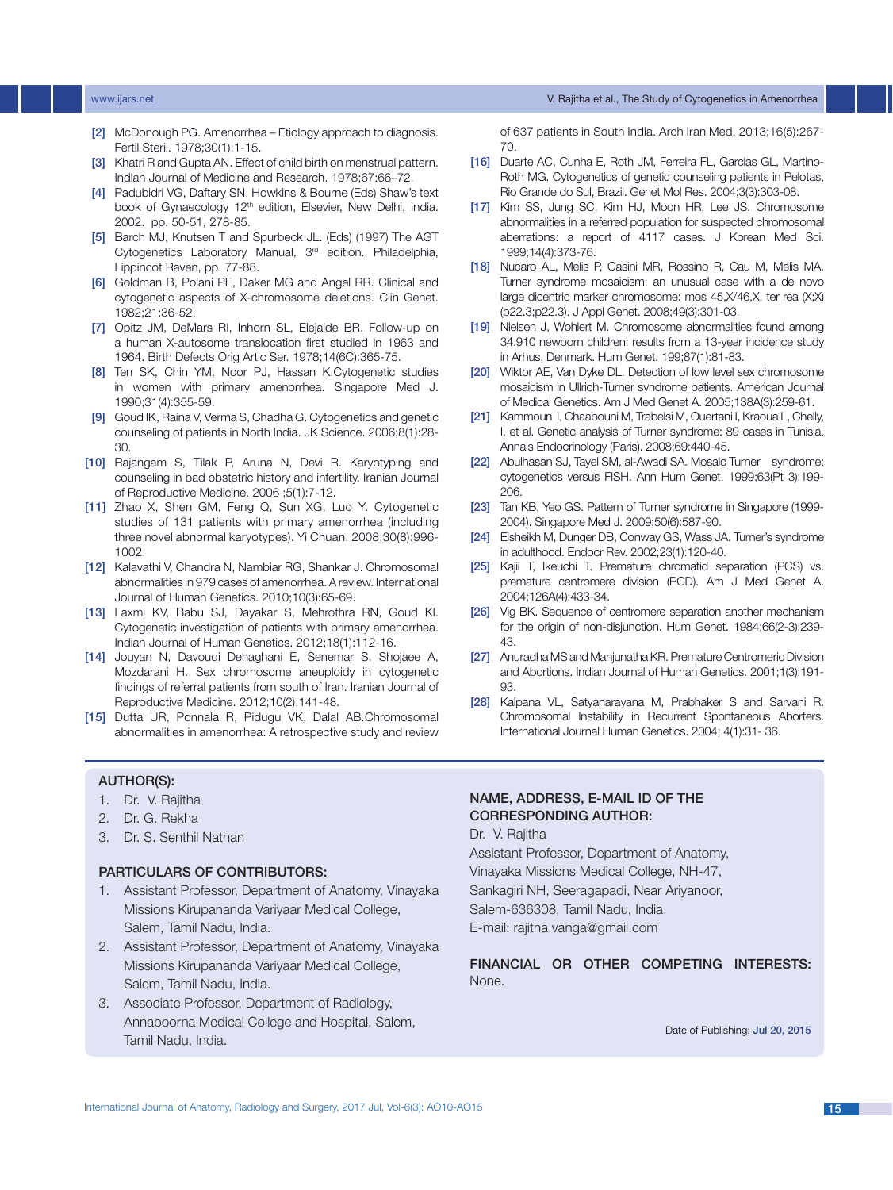[2] McDonough PG. Amenorrhea – Etiology approach to diagnosis. Fertil Steril. 1978;30(1):1-15.

[3] Khatri R and Gupta AN. Effect of child birth on menstrual pattern. Indian Journal of Medicine and Research. 1978;67:66–72.

[4] Padubidri VG, Daftary SN. Howkins & Bourne (Eds) Shaw's text book of Gynaecology 12th edition, Elsevier, New Delhi, India. 2002. pp. 50-51, 278-85.

[5] Barch MJ, Knutsen T and Spurbeck JL. (Eds) (1997) The AGT Cytogenetics Laboratory Manual, 3rd edition. Philadelphia, Lippincot Raven, pp. 77-88.

[6] Goldman B, Polani PE, Daker MG and Angel RR. Clinical and cytogenetic aspects of X-chromosome deletions. Clin Genet. 1982;21:36-52.

[7] Opitz JM, DeMars RI, Inhorn SL, Elejalde BR. Follow-up on a human X-autosome translocation first studied in 1963 and 1964. Birth Defects Orig Artic Ser. 1978;14(6C):365-75.

[8] Ten SK, Chin YM, Noor PJ, Hassan K.Cytogenetic studies in women with primary amenorrhea. Singapore Med J. 1990;31(4):355-59.

[9] Goud IK, Raina V, Verma S, Chadha G. Cytogenetics and genetic counseling of patients in North India. JK Science. 2006;8(1):28-30.

[10] Rajangam S, Tilak P, Aruna N, Devi R. Karyotyping and counseling in bad obstetric history and infertility. Iranian Journal of Reproductive Medicine. 2006 ;5(1):7-12.

[11] Zhao X, Shen GM, Feng Q, Sun XG, Luo Y. Cytogenetic studies of 131 patients with primary amenorrhea (including three novel abnormal karyotypes). Yi Chuan. 2008;30(8):996-1002.

[12] Kalavathi V, Chandra N, Nambiar RG, Shankar J. Chromosomal abnormalities in 979 cases of amenorrhea. A review. International Journal of Human Genetics. 2010;10(3):65-69.

[13] Laxmi KV, Babu SJ, Dayakar S, Mehrothra RN, Goud KI. Cytogenetic investigation of patients with primary amenorrhea. Indian Journal of Human Genetics. 2012;18(1):112-16.

[14] Jouyan N, Davoudi Dehaghani E, Senemar S, Shojaee A, Mozdarani H. Sex chromosome aneuploidy in cytogenetic findings of referral patients from south of Iran. Iranian Journal of Reproductive Medicine. 2012;10(2):141-48.

[15] Dutta UR, Ponnala R, Pidugu VK, Dalal AB.Chromosomal abnormalities in amenorrhea: A retrospective study and review of 637 patients in South India. Arch Iran Med. 2013;16(5):267-70.

[16] Duarte AC, Cunha E, Roth JM, Ferreira FL, Garcias GL, Martino-Roth MG. Cytogenetics of genetic counseling patients in Pelotas, Rio Grande do Sul, Brazil. Genet Mol Res. 2004;3(3):303-08.

[17] Kim SS, Jung SC, Kim HJ, Moon HR, Lee JS. Chromosome abnormalities in a referred population for suspected chromosomal aberrations: a report of 4117 cases. J Korean Med Sci. 1999;14(4):373-76.

[18] Nucaro AL, Melis P, Casini MR, Rossino R, Cau M, Melis MA. Turner syndrome mosaicism: an unusual case with a de novo large dicentric marker chromosome: mos 45,X/46,X, ter rea (X;X)(p22.3;p22.3). J Appl Genet. 2008;49(3):301-03.

[19] Nielsen J, Wohlert M. Chromosome abnormalities found among 34,910 newborn children: results from a 13-year incidence study in Arhus, Denmark. Hum Genet. 199;87(1):81-83.

[20] Wiktor AE, Van Dyke DL. Detection of low level sex chromosome mosaicism in Ullrich-Turner syndrome patients. American Journal of Medical Genetics. Am J Med Genet A. 2005;138A(3):259-61.

[21] Kammoun I, Chaabouni M, Trabelsi M, Ouertani I, Kraoua L, Chelly, I, et al. Genetic analysis of Turner syndrome: 89 cases in Tunisia. Annals Endocrinology (Paris). 2008;69:440-45.

[22] Abulhasan SJ, Tayel SM, al-Awadi SA. Mosaic Turner syndrome: cytogenetics versus FISH. Ann Hum Genet. 1999;63(Pt 3):199-206.

[23] Tan KB, Yeo GS. Pattern of Turner syndrome in Singapore (1999-2004). Singapore Med J. 2009;50(6):587-90.

[24] Elsheikh M, Dunger DB, Conway GS, Wass JA. Turner's syndrome in adulthood. Endocr Rev. 2002;23(1):120-40.

[25] Kajii T, Ikeuchi T. Premature chromatid separation (PCS) vs. premature centromere division (PCD). Am J Med Genet A. 2004;126A(4):433-34.

[26] Vig BK. Sequence of centromere separation another mechanism for the origin of non-disjunction. Hum Genet. 1984;66(2-3):239-43.

[27] Anuradha MS and Manjunatha KR. Premature Centromeric Division and Abortions. Indian Journal of Human Genetics. 2001;1(3):191-93.

[28] Kalpana VL, Satyanarayana M, Prabhaker S and Sarvani R. Chromosomal Instability in Recurrent Spontaneous Aborters. International Journal Human Genetics. 2004; 4(1):31- 36.

---

**AUTHOR(S):**

1. Dr. V. Rajitha
2. Dr. G. Rekha
3. Dr. S. Senthil Nathan

**PARTICULARS OF CONTRIBUTORS:**

1. Assistant Professor, Department of Anatomy, Vinayaka Missions Kirupananda Variyaar Medical College, Salem, Tamil Nadu, India.
2. Assistant Professor, Department of Anatomy, Vinayaka Missions Kirupananda Variyaar Medical College, Salem, Tamil Nadu, India.
3. Associate Professor, Department of Radiology, Annapoorna Medical College and Hospital, Salem, Tamil Nadu, India.

**NAME, ADDRESS, E-MAIL ID OF THE CORRESPONDING AUTHOR:**

Dr. V. Rajitha
Assistant Professor, Department of Anatomy,
Vinayaka Missions Medical College, NH-47,
Sankagiri NH, Seeragapadi, Near Ariyanoor,
Salem-636308, Tamil Nadu, India.
E-mail: rajitha.vanga@gmail.com

**FINANCIAL OR OTHER COMPETING INTERESTS:** None.

Date of Publishing: Jul 20, 2015